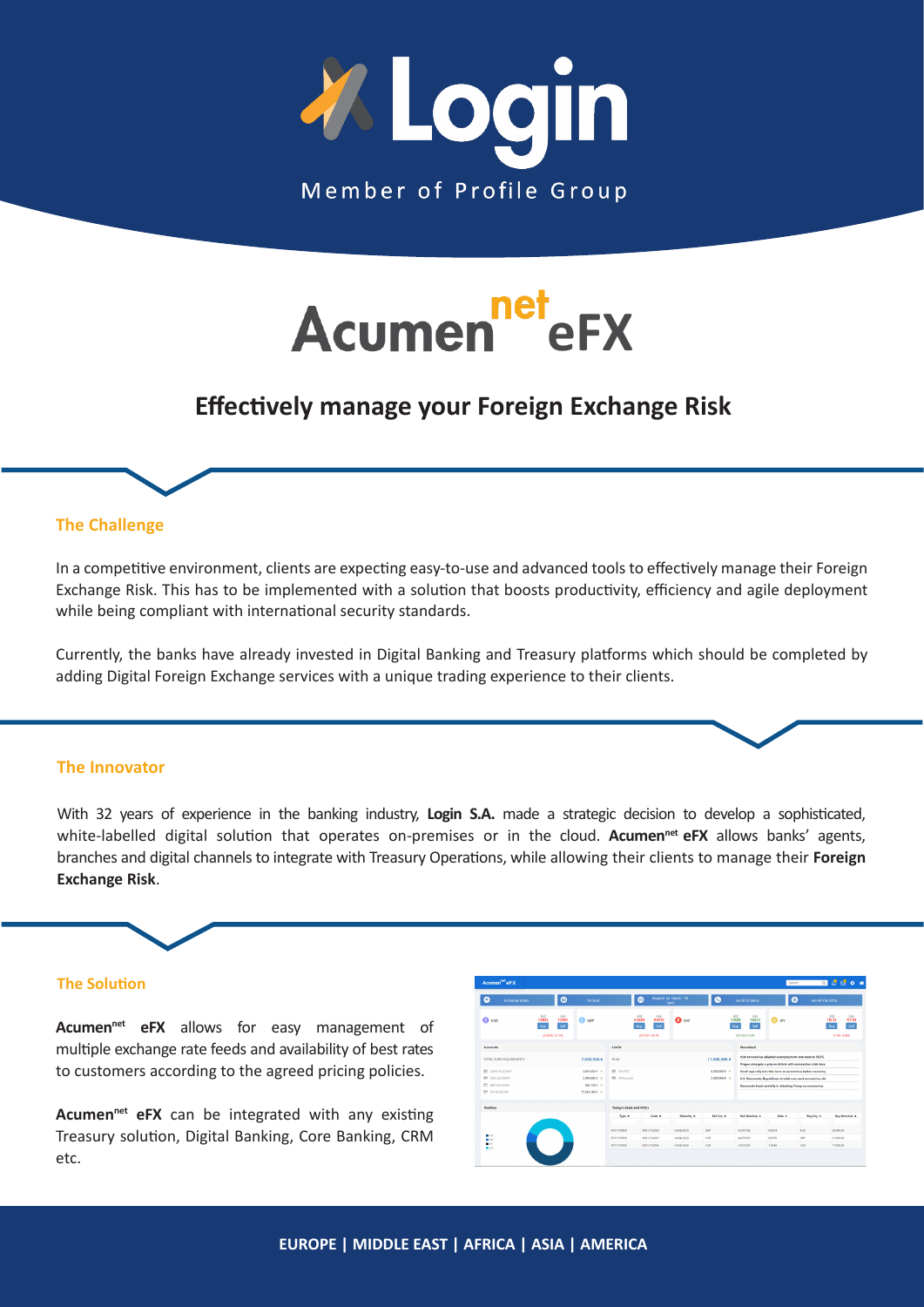# Login

Member of Profile Group

# Acumen[net] eFX

## Effectively manage your Foreign Exchange Risk

### The Challenge

In a competitive environment, clients are expecting easy-to-use and advanced tools to effectively manage their Foreign Exchange Risk. This has to be implemented with a solution that boosts productivity, efficiency and agile deployment while being compliant with international security standards.

Currently, the banks have already invested in Digital Banking and Treasury platforms which should be completed by adding Digital Foreign Exchange services with a unique trading experience to their clients.

### The Innovator

With 32 years of experience in the banking industry, **Login S.A.** made a strategic decision to develop a sophisticated, white-labelled digital solution that operates on-premises or in the cloud. **Acumen[net] eFX** allows banks' agents, branches and digital channels to integrate with Treasury Operations, while allowing their clients to manage their **Foreign Exchange Risk**.

### The Solution

**Acumen[net] eFX** allows for easy management of multiple exchange rate feeds and availability of best rates to customers according to the agreed pricing policies.

**Acumen[net] eFX** can be integrated with any existing Treasury solution, Digital Banking, Core Banking, CRM etc.

**EUROPE | MIDDLE EAST | AFRICA | ASIA | AMERICA**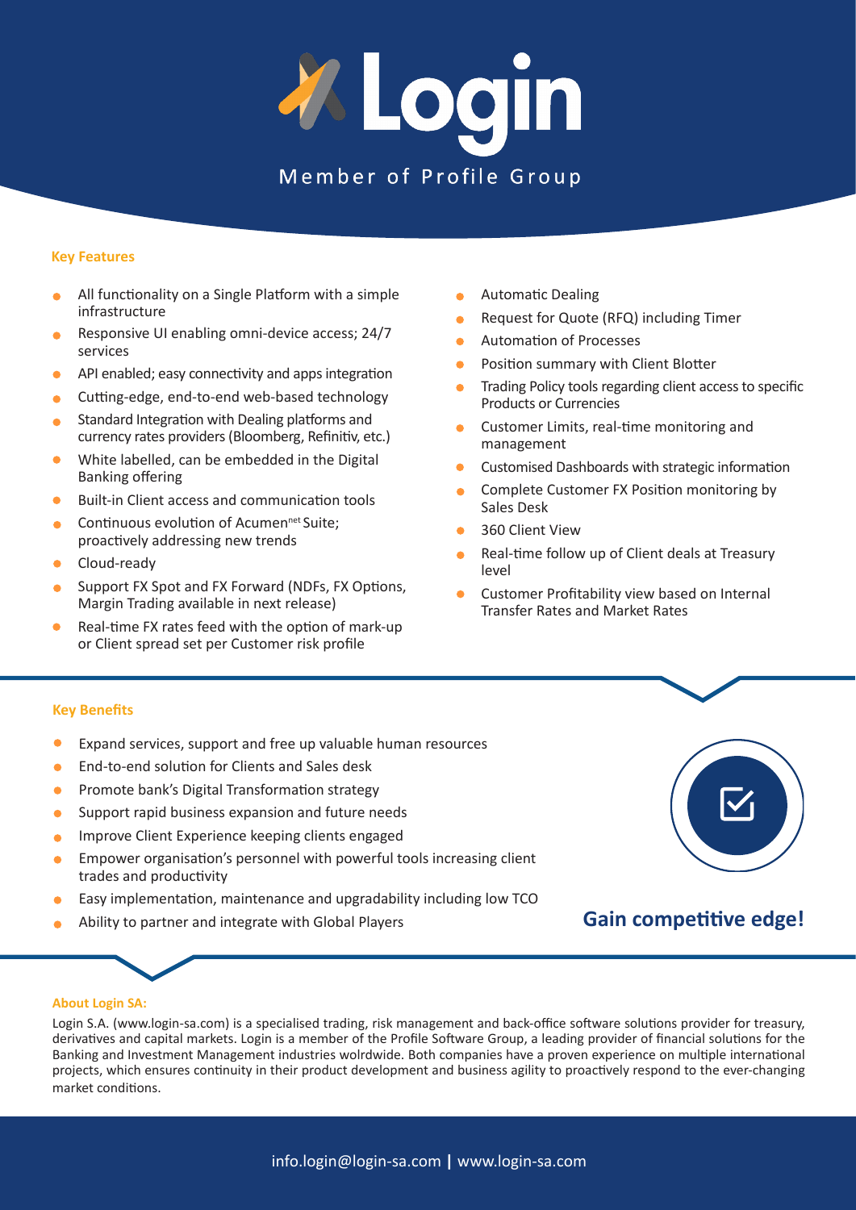# Login

Member of Profile Group

## Key Features

- All functionality on a Single Platform with a simple infrastructure
- Responsive UI enabling omni-device access; 24/7 services
- API enabled; easy connectivity and apps integration
- Cutting-edge, end-to-end web-based technology
- Standard Integration with Dealing platforms and currency rates providers (Bloomberg, Refinitiv, etc.)
- White labelled, can be embedded in the Digital Banking offering
- Built-in Client access and communication tools
- Continuous evolution of Acumen$^{net}$ Suite; proactively addressing new trends
- Cloud-ready
- Support FX Spot and FX Forward (NDFs, FX Options, Margin Trading available in next release)
- Real-time FX rates feed with the option of mark-up or Client spread set per Customer risk profile
- Automatic Dealing
- Request for Quote (RFQ) including Timer
- Automation of Processes
- Position summary with Client Blotter
- Trading Policy tools regarding client access to specific Products or Currencies
- Customer Limits, real-time monitoring and management
- Customised Dashboards with strategic information
- Complete Customer FX Position monitoring by Sales Desk
- 360 Client View
- Real-time follow up of Client deals at Treasury level
- Customer Profitability view based on Internal Transfer Rates and Market Rates

## Key Benefits

- Expand services, support and free up valuable human resources
- End-to-end solution for Clients and Sales desk
- Promote bank's Digital Transformation strategy
- Support rapid business expansion and future needs
- Improve Client Experience keeping clients engaged
- Empower organisation's personnel with powerful tools increasing client trades and productivity
- Easy implementation, maintenance and upgradability including low TCO
- Ability to partner and integrate with Global Players

**Gain competitive edge!**

## About Login SA:

Login S.A. (www.login-sa.com) is a specialised trading, risk management and back-office software solutions provider for treasury, derivatives and capital markets. Login is a member of the Profile Software Group, a leading provider of financial solutions for the Banking and Investment Management industries wolrdwide. Both companies have a proven experience on multiple international projects, which ensures continuity in their product development and business agility to proactively respond to the ever-changing market conditions.

info.login@login-sa.com | www.login-sa.com